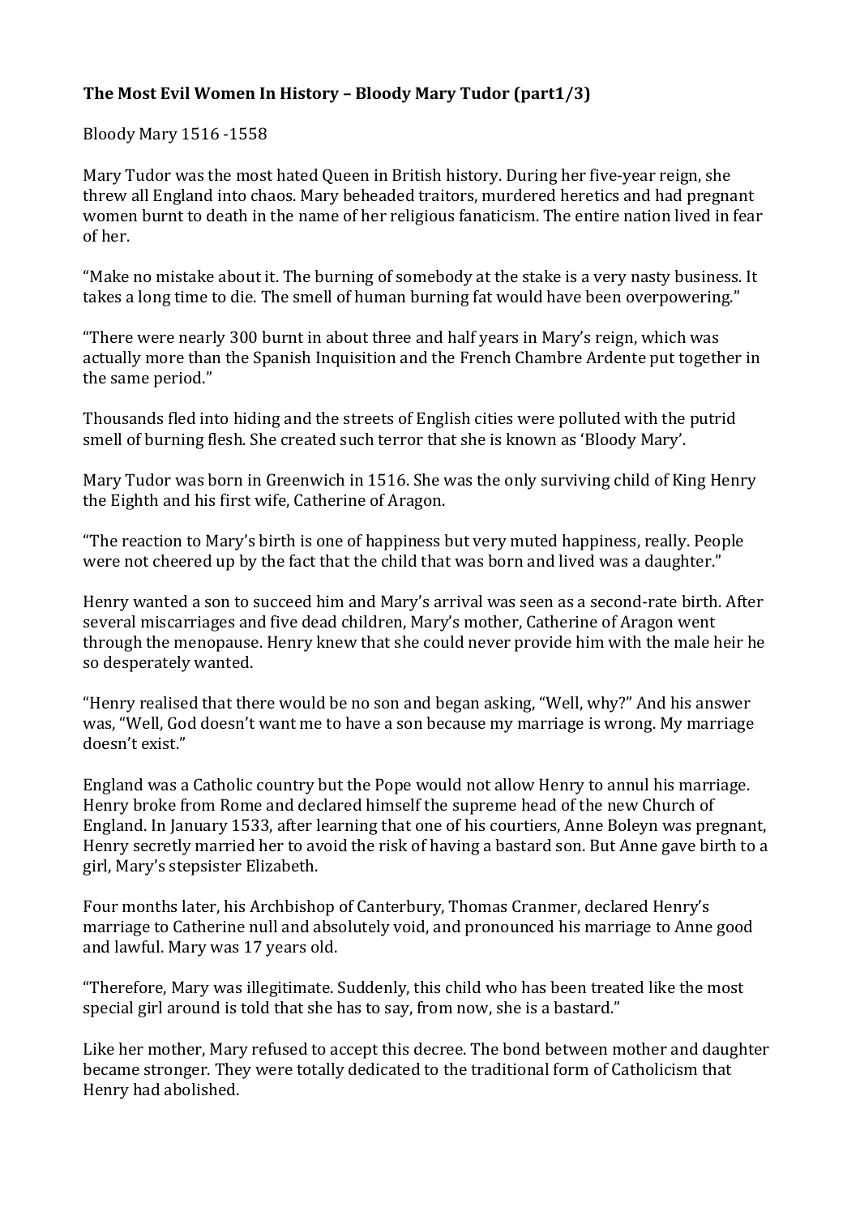**The Most Evil Women In History – Bloody Mary Tudor (part1/3)**

Bloody Mary 1516 -1558

Mary Tudor was the most hated Queen in British history. During her five-year reign, she threw all England into chaos. Mary beheaded traitors, murdered heretics and had pregnant women burnt to death in the name of her religious fanaticism. The entire nation lived in fear of her.

"Make no mistake about it. The burning of somebody at the stake is a very nasty business. It takes a long time to die. The smell of human burning fat would have been overpowering."

"There were nearly 300 burnt in about three and half years in Mary's reign, which was actually more than the Spanish Inquisition and the French Chambre Ardente put together in the same period."

Thousands fled into hiding and the streets of English cities were polluted with the putrid smell of burning flesh. She created such terror that she is known as 'Bloody Mary'.

Mary Tudor was born in Greenwich in 1516. She was the only surviving child of King Henry the Eighth and his first wife, Catherine of Aragon.

"The reaction to Mary's birth is one of happiness but very muted happiness, really. People were not cheered up by the fact that the child that was born and lived was a daughter."

Henry wanted a son to succeed him and Mary's arrival was seen as a second-rate birth. After several miscarriages and five dead children, Mary's mother, Catherine of Aragon went through the menopause. Henry knew that she could never provide him with the male heir he so desperately wanted.

"Henry realised that there would be no son and began asking, "Well, why?" And his answer was, "Well, God doesn't want me to have a son because my marriage is wrong. My marriage doesn't exist."

England was a Catholic country but the Pope would not allow Henry to annul his marriage. Henry broke from Rome and declared himself the supreme head of the new Church of England. In January 1533, after learning that one of his courtiers, Anne Boleyn was pregnant, Henry secretly married her to avoid the risk of having a bastard son. But Anne gave birth to a girl, Mary's stepsister Elizabeth.

Four months later, his Archbishop of Canterbury, Thomas Cranmer, declared Henry's marriage to Catherine null and absolutely void, and pronounced his marriage to Anne good and lawful. Mary was 17 years old.

"Therefore, Mary was illegitimate. Suddenly, this child who has been treated like the most special girl around is told that she has to say, from now, she is a bastard."

Like her mother, Mary refused to accept this decree. The bond between mother and daughter became stronger. They were totally dedicated to the traditional form of Catholicism that Henry had abolished.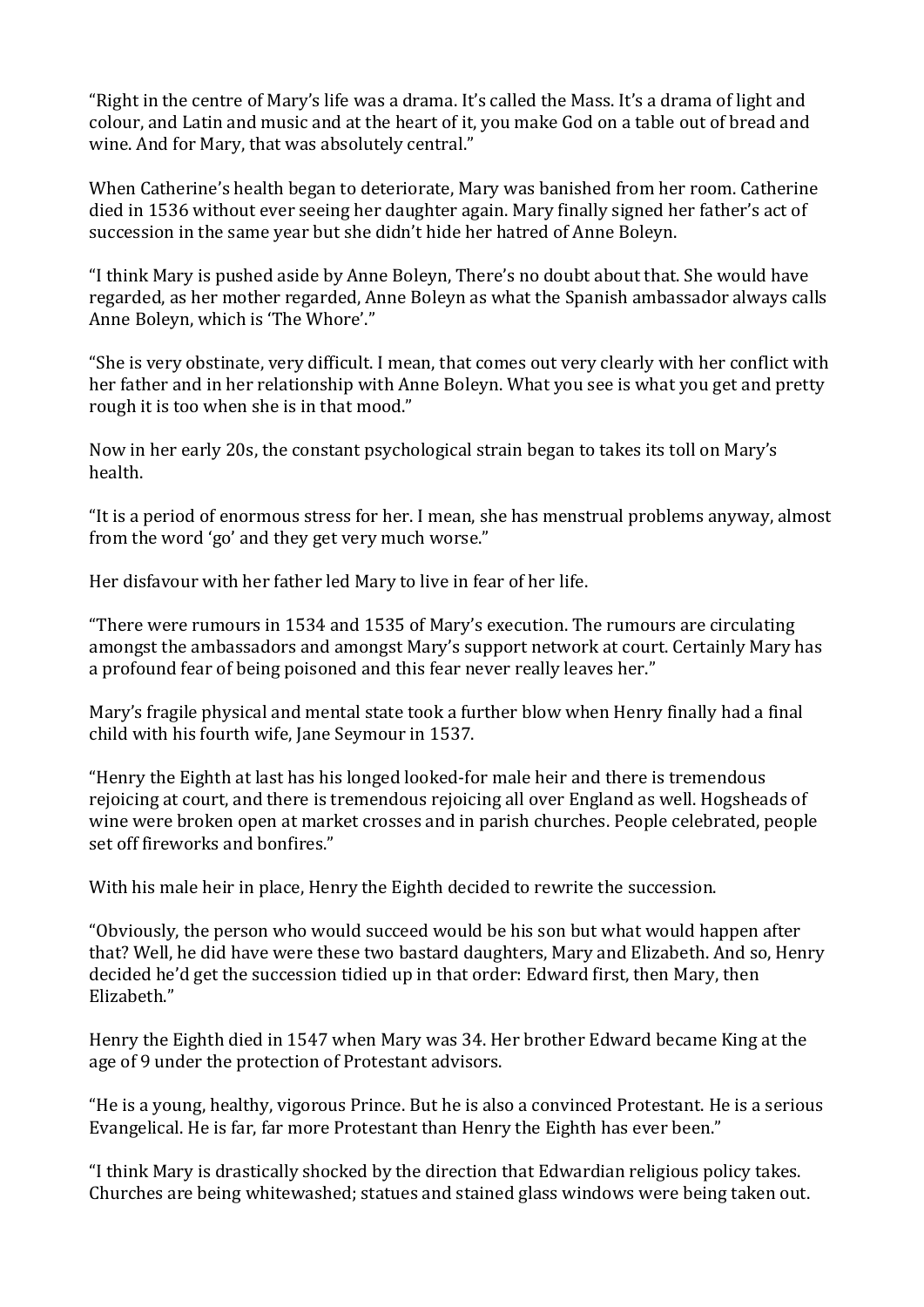"Right in the centre of Mary's life was a drama. It's called the Mass. It's a drama of light and colour, and Latin and music and at the heart of it, you make God on a table out of bread and wine. And for Mary, that was absolutely central."

When Catherine's health began to deteriorate, Mary was banished from her room. Catherine died in 1536 without ever seeing her daughter again. Mary finally signed her father's act of succession in the same year but she didn't hide her hatred of Anne Boleyn.

"I think Mary is pushed aside by Anne Boleyn, There's no doubt about that. She would have regarded, as her mother regarded, Anne Boleyn as what the Spanish ambassador always calls Anne Boleyn, which is 'The Whore'."

"She is very obstinate, very difficult. I mean, that comes out very clearly with her conflict with her father and in her relationship with Anne Boleyn. What you see is what you get and pretty rough it is too when she is in that mood."

Now in her early 20s, the constant psychological strain began to takes its toll on Mary's health.

"It is a period of enormous stress for her. I mean, she has menstrual problems anyway, almost from the word 'go' and they get very much worse."

Her disfavour with her father led Mary to live in fear of her life.

"There were rumours in 1534 and 1535 of Mary's execution. The rumours are circulating amongst the ambassadors and amongst Mary's support network at court. Certainly Mary has a profound fear of being poisoned and this fear never really leaves her."

Mary's fragile physical and mental state took a further blow when Henry finally had a final child with his fourth wife, Jane Seymour in 1537.

"Henry the Eighth at last has his longed looked-for male heir and there is tremendous rejoicing at court, and there is tremendous rejoicing all over England as well. Hogsheads of wine were broken open at market crosses and in parish churches. People celebrated, people set off fireworks and bonfires."

With his male heir in place, Henry the Eighth decided to rewrite the succession.

"Obviously, the person who would succeed would be his son but what would happen after that? Well, he did have were these two bastard daughters, Mary and Elizabeth. And so, Henry decided he'd get the succession tidied up in that order: Edward first, then Mary, then Elizabeth."

Henry the Eighth died in 1547 when Mary was 34. Her brother Edward became King at the age of 9 under the protection of Protestant advisors.

"He is a young, healthy, vigorous Prince. But he is also a convinced Protestant. He is a serious Evangelical. He is far, far more Protestant than Henry the Eighth has ever been."

"I think Mary is drastically shocked by the direction that Edwardian religious policy takes. Churches are being whitewashed; statues and stained glass windows were being taken out.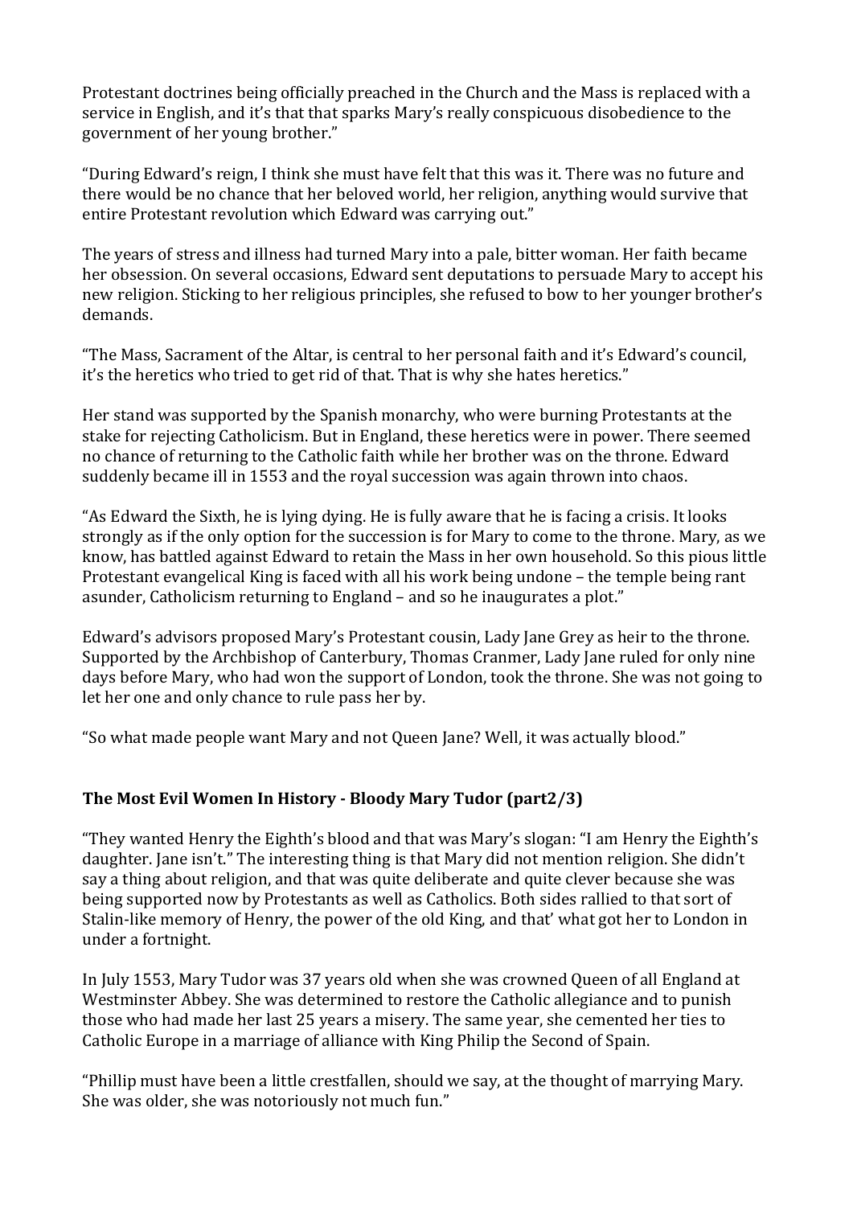Protestant doctrines being officially preached in the Church and the Mass is replaced with a service in English, and it's that that sparks Mary's really conspicuous disobedience to the government of her young brother."

"During Edward's reign, I think she must have felt that this was it. There was no future and there would be no chance that her beloved world, her religion, anything would survive that entire Protestant revolution which Edward was carrying out."

The years of stress and illness had turned Mary into a pale, bitter woman. Her faith became her obsession. On several occasions, Edward sent deputations to persuade Mary to accept his new religion. Sticking to her religious principles, she refused to bow to her younger brother's demands.

"The Mass, Sacrament of the Altar, is central to her personal faith and it's Edward's council, it's the heretics who tried to get rid of that. That is why she hates heretics."

Her stand was supported by the Spanish monarchy, who were burning Protestants at the stake for rejecting Catholicism. But in England, these heretics were in power. There seemed no chance of returning to the Catholic faith while her brother was on the throne. Edward suddenly became ill in 1553 and the royal succession was again thrown into chaos.

"As Edward the Sixth, he is lying dying. He is fully aware that he is facing a crisis. It looks strongly as if the only option for the succession is for Mary to come to the throne. Mary, as we know, has battled against Edward to retain the Mass in her own household. So this pious little Protestant evangelical King is faced with all his work being undone – the temple being rant asunder, Catholicism returning to England – and so he inaugurates a plot."

Edward's advisors proposed Mary's Protestant cousin, Lady Jane Grey as heir to the throne. Supported by the Archbishop of Canterbury, Thomas Cranmer, Lady Jane ruled for only nine days before Mary, who had won the support of London, took the throne. She was not going to let her one and only chance to rule pass her by.

"So what made people want Mary and not Queen Jane? Well, it was actually blood."

## The Most Evil Women In History - Bloody Mary Tudor (part2/3)

"They wanted Henry the Eighth's blood and that was Mary's slogan: "I am Henry the Eighth's daughter. Jane isn't." The interesting thing is that Mary did not mention religion. She didn't say a thing about religion, and that was quite deliberate and quite clever because she was being supported now by Protestants as well as Catholics. Both sides rallied to that sort of Stalin-like memory of Henry, the power of the old King, and that' what got her to London in under a fortnight.

In July 1553, Mary Tudor was 37 years old when she was crowned Queen of all England at Westminster Abbey. She was determined to restore the Catholic allegiance and to punish those who had made her last 25 years a misery. The same year, she cemented her ties to Catholic Europe in a marriage of alliance with King Philip the Second of Spain.

"Phillip must have been a little crestfallen, should we say, at the thought of marrying Mary. She was older, she was notoriously not much fun."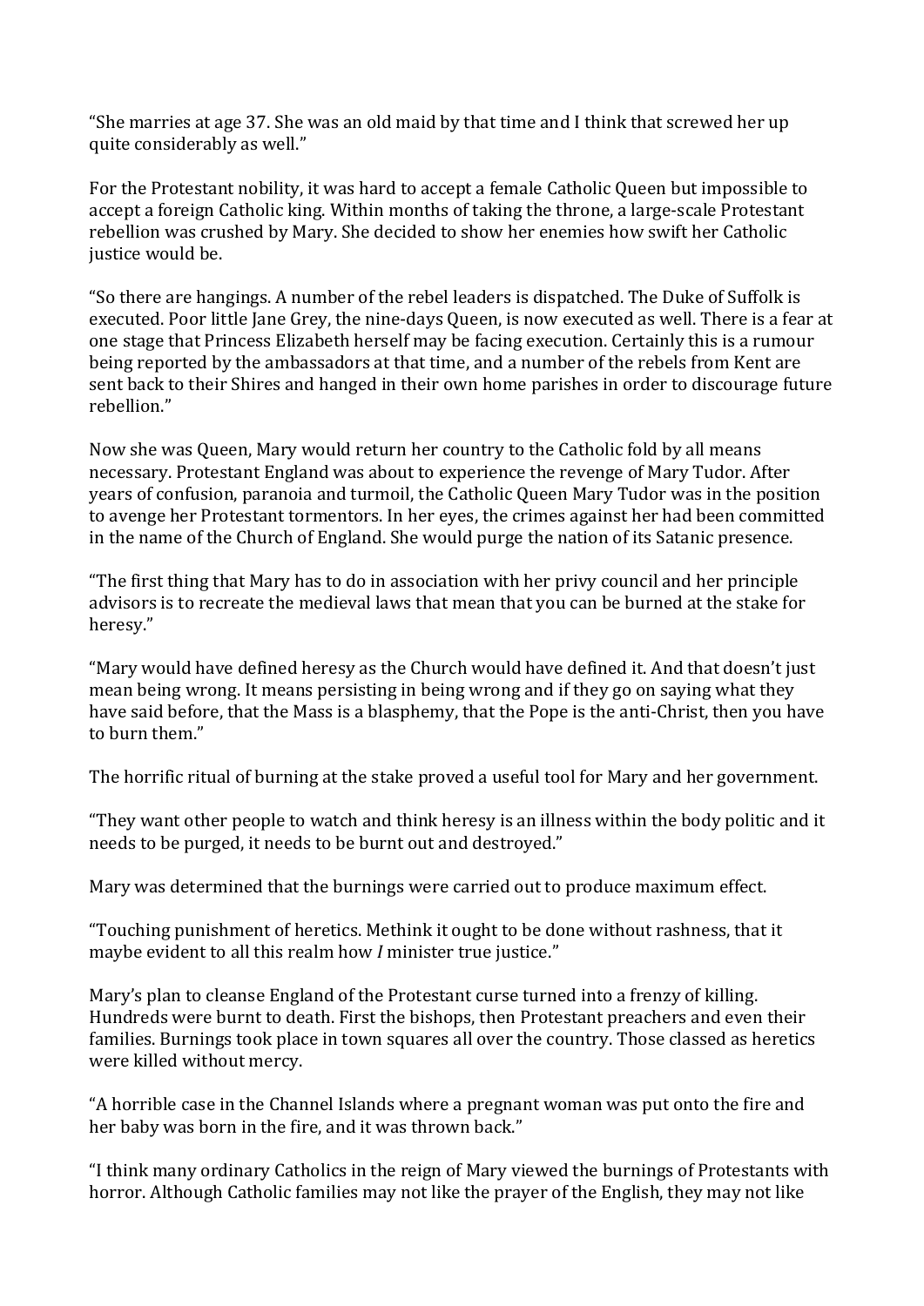"She marries at age 37. She was an old maid by that time and I think that screwed her up quite considerably as well."

For the Protestant nobility, it was hard to accept a female Catholic Queen but impossible to accept a foreign Catholic king. Within months of taking the throne, a large-scale Protestant rebellion was crushed by Mary. She decided to show her enemies how swift her Catholic justice would be.

"So there are hangings. A number of the rebel leaders is dispatched. The Duke of Suffolk is executed. Poor little Jane Grey, the nine-days Queen, is now executed as well. There is a fear at one stage that Princess Elizabeth herself may be facing execution. Certainly this is a rumour being reported by the ambassadors at that time, and a number of the rebels from Kent are sent back to their Shires and hanged in their own home parishes in order to discourage future rebellion."

Now she was Queen, Mary would return her country to the Catholic fold by all means necessary. Protestant England was about to experience the revenge of Mary Tudor. After years of confusion, paranoia and turmoil, the Catholic Queen Mary Tudor was in the position to avenge her Protestant tormentors. In her eyes, the crimes against her had been committed in the name of the Church of England. She would purge the nation of its Satanic presence.

"The first thing that Mary has to do in association with her privy council and her principle advisors is to recreate the medieval laws that mean that you can be burned at the stake for heresy."

"Mary would have defined heresy as the Church would have defined it. And that doesn't just mean being wrong. It means persisting in being wrong and if they go on saying what they have said before, that the Mass is a blasphemy, that the Pope is the anti-Christ, then you have to burn them."

The horrific ritual of burning at the stake proved a useful tool for Mary and her government.

"They want other people to watch and think heresy is an illness within the body politic and it needs to be purged, it needs to be burnt out and destroyed."

Mary was determined that the burnings were carried out to produce maximum effect.

"Touching punishment of heretics. Methink it ought to be done without rashness, that it maybe evident to all this realm how *I* minister true justice."

Mary's plan to cleanse England of the Protestant curse turned into a frenzy of killing. Hundreds were burnt to death. First the bishops, then Protestant preachers and even their families. Burnings took place in town squares all over the country. Those classed as heretics were killed without mercy.

"A horrible case in the Channel Islands where a pregnant woman was put onto the fire and her baby was born in the fire, and it was thrown back."

"I think many ordinary Catholics in the reign of Mary viewed the burnings of Protestants with horror. Although Catholic families may not like the prayer of the English, they may not like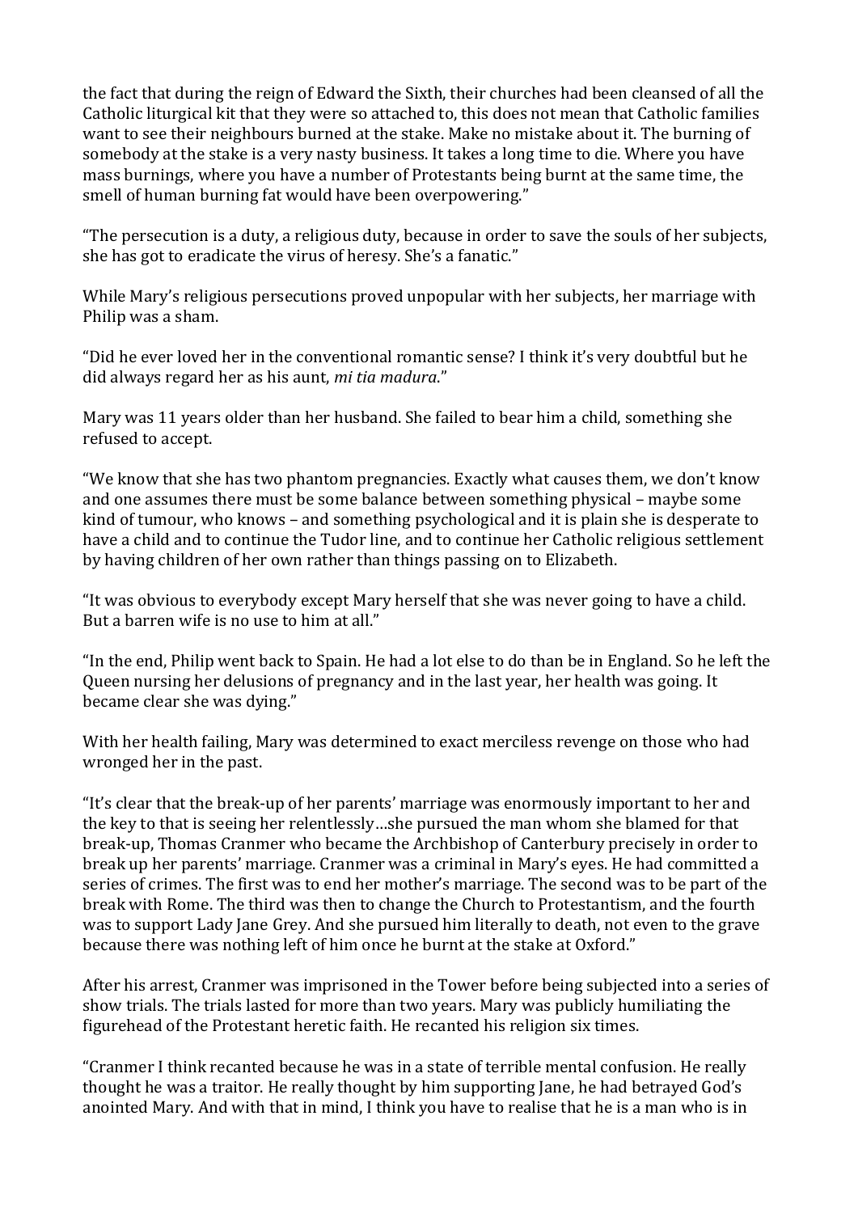the fact that during the reign of Edward the Sixth, their churches had been cleansed of all the Catholic liturgical kit that they were so attached to, this does not mean that Catholic families want to see their neighbours burned at the stake. Make no mistake about it. The burning of somebody at the stake is a very nasty business. It takes a long time to die. Where you have mass burnings, where you have a number of Protestants being burnt at the same time, the smell of human burning fat would have been overpowering."

"The persecution is a duty, a religious duty, because in order to save the souls of her subjects, she has got to eradicate the virus of heresy. She's a fanatic."

While Mary's religious persecutions proved unpopular with her subjects, her marriage with Philip was a sham.

"Did he ever loved her in the conventional romantic sense? I think it's very doubtful but he did always regard her as his aunt, *mi tia madura*."

Mary was 11 years older than her husband. She failed to bear him a child, something she refused to accept.

"We know that she has two phantom pregnancies. Exactly what causes them, we don't know and one assumes there must be some balance between something physical – maybe some kind of tumour, who knows – and something psychological and it is plain she is desperate to have a child and to continue the Tudor line, and to continue her Catholic religious settlement by having children of her own rather than things passing on to Elizabeth.

"It was obvious to everybody except Mary herself that she was never going to have a child. But a barren wife is no use to him at all."

"In the end, Philip went back to Spain. He had a lot else to do than be in England. So he left the Queen nursing her delusions of pregnancy and in the last year, her health was going. It became clear she was dying."

With her health failing, Mary was determined to exact merciless revenge on those who had wronged her in the past.

"It's clear that the break-up of her parents' marriage was enormously important to her and the key to that is seeing her relentlessly…she pursued the man whom she blamed for that break-up, Thomas Cranmer who became the Archbishop of Canterbury precisely in order to break up her parents' marriage. Cranmer was a criminal in Mary's eyes. He had committed a series of crimes. The first was to end her mother's marriage. The second was to be part of the break with Rome. The third was then to change the Church to Protestantism, and the fourth was to support Lady Jane Grey. And she pursued him literally to death, not even to the grave because there was nothing left of him once he burnt at the stake at Oxford."

After his arrest, Cranmer was imprisoned in the Tower before being subjected into a series of show trials. The trials lasted for more than two years. Mary was publicly humiliating the figurehead of the Protestant heretic faith. He recanted his religion six times.

"Cranmer I think recanted because he was in a state of terrible mental confusion. He really thought he was a traitor. He really thought by him supporting Jane, he had betrayed God's anointed Mary. And with that in mind, I think you have to realise that he is a man who is in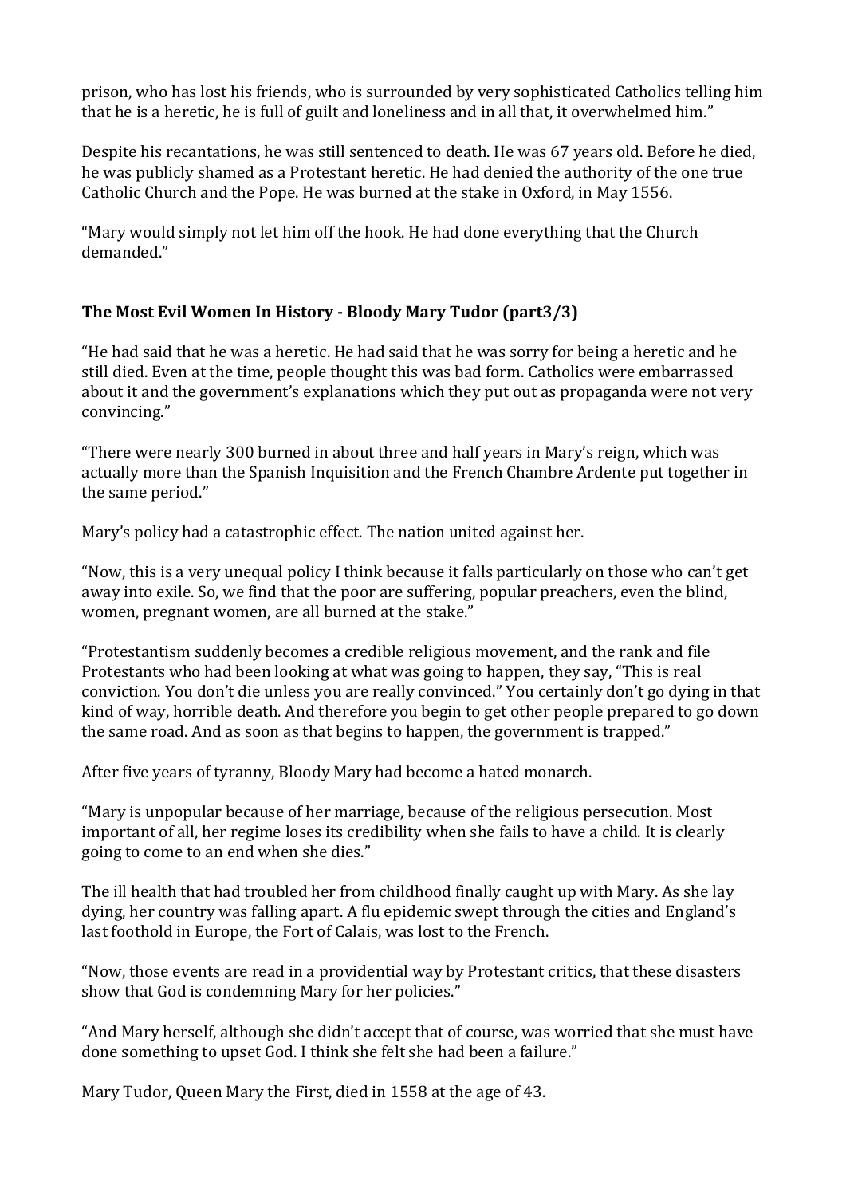prison, who has lost his friends, who is surrounded by very sophisticated Catholics telling him that he is a heretic, he is full of guilt and loneliness and in all that, it overwhelmed him."

Despite his recantations, he was still sentenced to death. He was 67 years old. Before he died, he was publicly shamed as a Protestant heretic. He had denied the authority of the one true Catholic Church and the Pope. He was burned at the stake in Oxford, in May 1556.

"Mary would simply not let him off the hook. He had done everything that the Church demanded."

### The Most Evil Women In History - Bloody Mary Tudor (part3/3)

"He had said that he was a heretic. He had said that he was sorry for being a heretic and he still died. Even at the time, people thought this was bad form. Catholics were embarrassed about it and the government's explanations which they put out as propaganda were not very convincing."

"There were nearly 300 burned in about three and half years in Mary's reign, which was actually more than the Spanish Inquisition and the French Chambre Ardente put together in the same period."

Mary's policy had a catastrophic effect. The nation united against her.

"Now, this is a very unequal policy I think because it falls particularly on those who can't get away into exile. So, we find that the poor are suffering, popular preachers, even the blind, women, pregnant women, are all burned at the stake."

"Protestantism suddenly becomes a credible religious movement, and the rank and file Protestants who had been looking at what was going to happen, they say, "This is real conviction. You don't die unless you are really convinced." You certainly don't go dying in that kind of way, horrible death. And therefore you begin to get other people prepared to go down the same road. And as soon as that begins to happen, the government is trapped."

After five years of tyranny, Bloody Mary had become a hated monarch.

"Mary is unpopular because of her marriage, because of the religious persecution. Most important of all, her regime loses its credibility when she fails to have a child. It is clearly going to come to an end when she dies."

The ill health that had troubled her from childhood finally caught up with Mary. As she lay dying, her country was falling apart. A flu epidemic swept through the cities and England's last foothold in Europe, the Fort of Calais, was lost to the French.

"Now, those events are read in a providential way by Protestant critics, that these disasters show that God is condemning Mary for her policies."

"And Mary herself, although she didn't accept that of course, was worried that she must have done something to upset God. I think she felt she had been a failure."

Mary Tudor, Queen Mary the First, died in 1558 at the age of 43.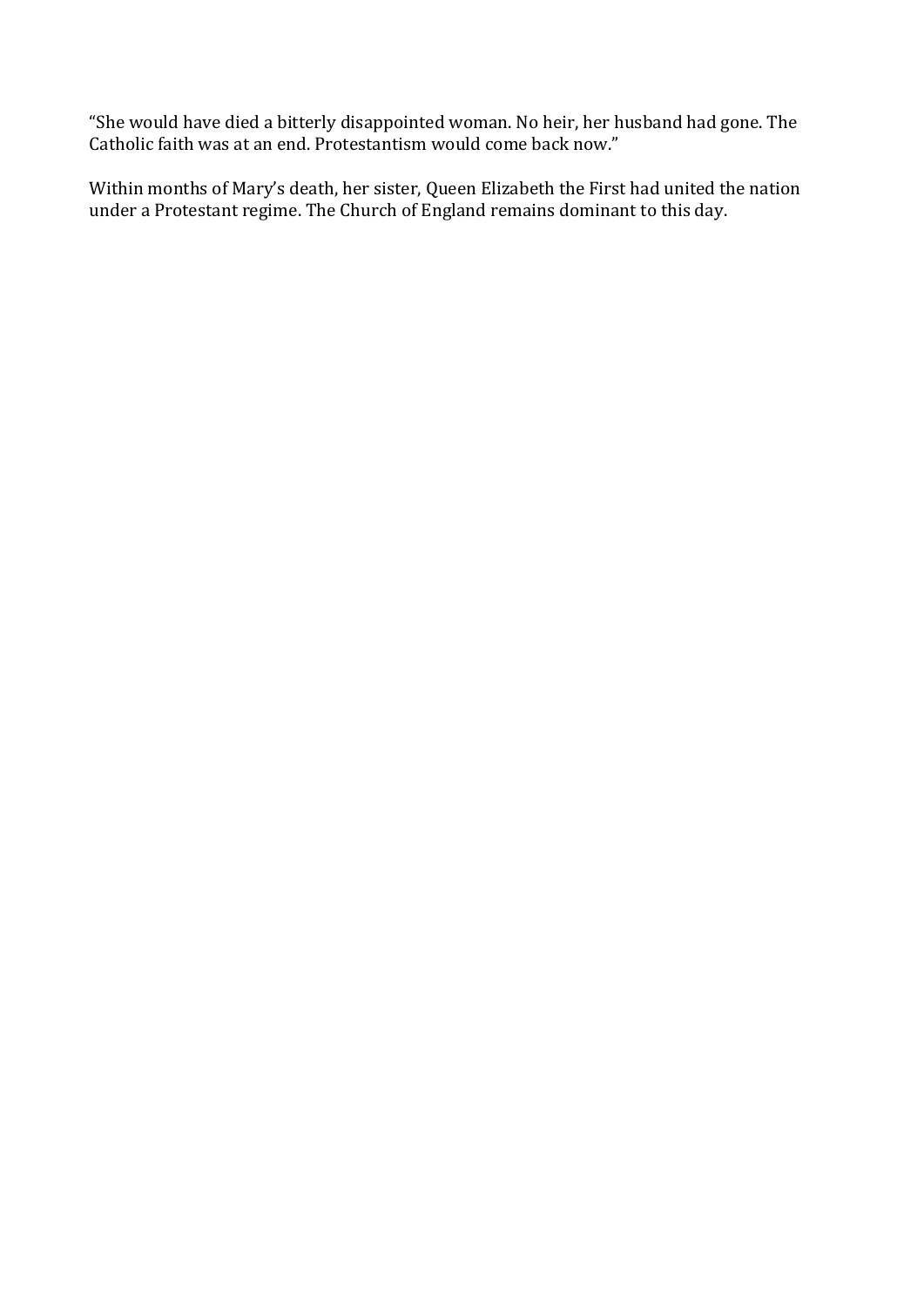"She would have died a bitterly disappointed woman. No heir, her husband had gone. The Catholic faith was at an end. Protestantism would come back now."

Within months of Mary's death, her sister, Queen Elizabeth the First had united the nation under a Protestant regime. The Church of England remains dominant to this day.